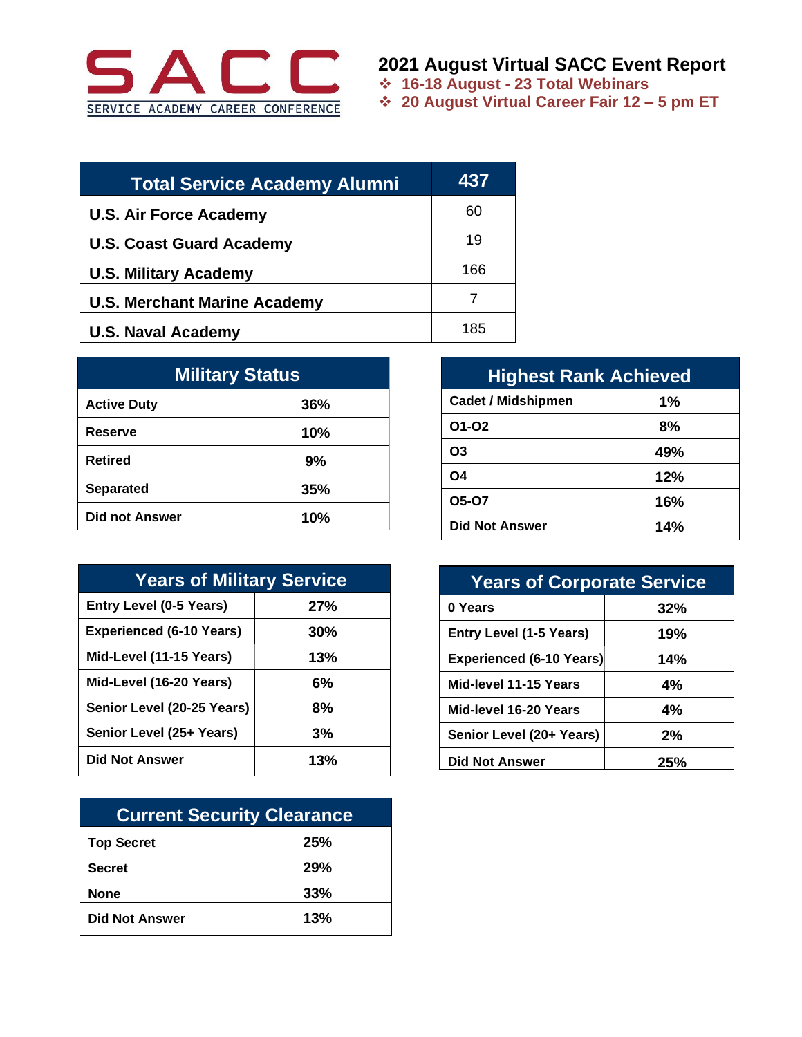SACC

SERVICE ACADEMY CAREER CONFERENCE

# 2021 August Virtual SACC Event Report

- 16-18 August - 23 Total Webinars
- 20 August Virtual Career Fair 12 – 5 pm ET

| Total Service Academy Alumni | 437 |
|---|---|
| U.S. Air Force Academy | 60 |
| U.S. Coast Guard Academy | 19 |
| U.S. Military Academy | 166 |
| U.S. Merchant Marine Academy | 7 |
| U.S. Naval Academy | 185 |

| Military Status | |
|---|---|
| Active Duty | 36% |
| Reserve | 10% |
| Retired | 9% |
| Separated | 35% |
| Did not Answer | 10% |

| Highest Rank Achieved | |
|---|---|
| Cadet / Midshipmen | 1% |
| O1-O2 | 8% |
| O3 | 49% |
| O4 | 12% |
| O5-O7 | 16% |
| Did Not Answer | 14% |

| Years of Military Service | |
|---|---|
| Entry Level (0-5 Years) | 27% |
| Experienced (6-10 Years) | 30% |
| Mid-Level (11-15 Years) | 13% |
| Mid-Level (16-20 Years) | 6% |
| Senior Level (20-25 Years) | 8% |
| Senior Level (25+ Years) | 3% |
| Did Not Answer | 13% |

| Years of Corporate Service | |
|---|---|
| 0 Years | 32% |
| Entry Level (1-5 Years) | 19% |
| Experienced (6-10 Years) | 14% |
| Mid-level 11-15 Years | 4% |
| Mid-level 16-20 Years | 4% |
| Senior Level (20+ Years) | 2% |
| Did Not Answer | 25% |

| Current Security Clearance | |
|---|---|
| Top Secret | 25% |
| Secret | 29% |
| None | 33% |
| Did Not Answer | 13% |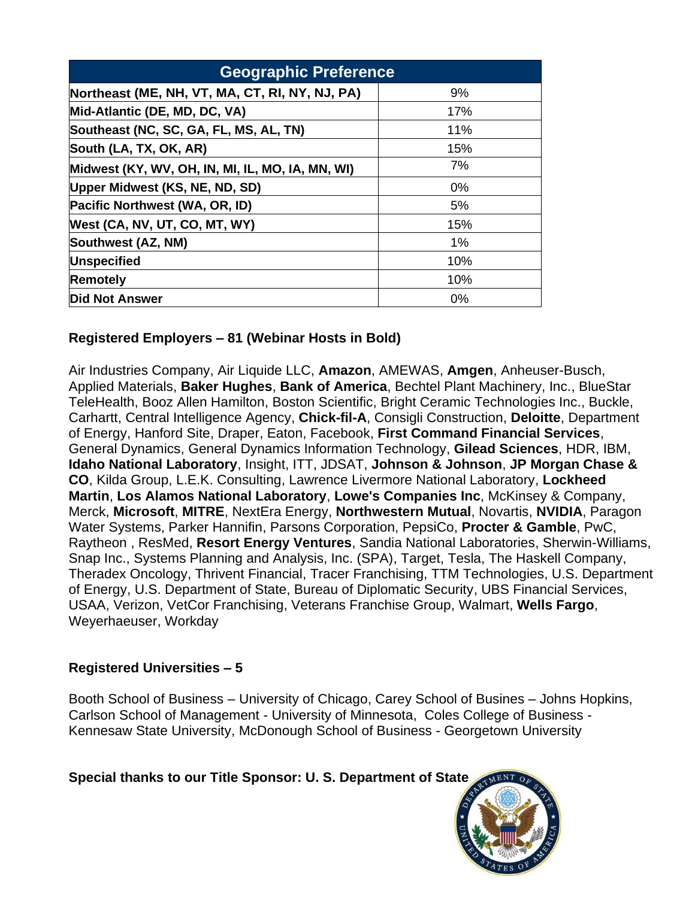| Geographic Preference | |
|---|---|
| Northeast (ME, NH, VT, MA, CT, RI, NY, NJ, PA) | 9% |
| Mid-Atlantic (DE, MD, DC, VA) | 17% |
| Southeast (NC, SC, GA, FL, MS, AL, TN) | 11% |
| South (LA, TX, OK, AR) | 15% |
| Midwest (KY, WV, OH, IN, MI, IL, MO, IA, MN, WI) | 7% |
| Upper Midwest (KS, NE, ND, SD) | 0% |
| Pacific Northwest (WA, OR, ID) | 5% |
| West (CA, NV, UT, CO, MT, WY) | 15% |
| Southwest (AZ, NM) | 1% |
| Unspecified | 10% |
| Remotely | 10% |
| Did Not Answer | 0% |

**Registered Employers – 81 (Webinar Hosts in Bold)**

Air Industries Company, Air Liquide LLC, **Amazon**, AMEWAS, **Amgen**, Anheuser-Busch, Applied Materials, **Baker Hughes**, **Bank of America**, Bechtel Plant Machinery, Inc., BlueStar TeleHealth, Booz Allen Hamilton, Boston Scientific, Bright Ceramic Technologies Inc., Buckle, Carhartt, Central Intelligence Agency, **Chick-fil-A**, Consigli Construction, **Deloitte**, Department of Energy, Hanford Site, Draper, Eaton, Facebook, **First Command Financial Services**, General Dynamics, General Dynamics Information Technology, **Gilead Sciences**, HDR, IBM, **Idaho National Laboratory**, Insight, ITT, JDSAT, **Johnson & Johnson**, **JP Morgan Chase & CO**, Kilda Group, L.E.K. Consulting, Lawrence Livermore National Laboratory, **Lockheed Martin**, **Los Alamos National Laboratory**, **Lowe's Companies Inc**, McKinsey & Company, Merck, **Microsoft**, **MITRE**, NextEra Energy, **Northwestern Mutual**, Novartis, **NVIDIA**, Paragon Water Systems, Parker Hannifin, Parsons Corporation, PepsiCo, **Procter & Gamble**, PwC, Raytheon , ResMed, **Resort Energy Ventures**, Sandia National Laboratories, Sherwin-Williams, Snap Inc., Systems Planning and Analysis, Inc. (SPA), Target, Tesla, The Haskell Company, Theradex Oncology, Thrivent Financial, Tracer Franchising, TTM Technologies, U.S. Department of Energy, U.S. Department of State, Bureau of Diplomatic Security, UBS Financial Services, USAA, Verizon, VetCor Franchising, Veterans Franchise Group, Walmart, **Wells Fargo**, Weyerhaeuser, Workday

**Registered Universities – 5**

Booth School of Business – University of Chicago, Carey School of Busines – Johns Hopkins, Carlson School of Management - University of Minnesota, Coles College of Business - Kennesaw State University, McDonough School of Business - Georgetown University

**Special thanks to our Title Sponsor: U. S. Department of State**